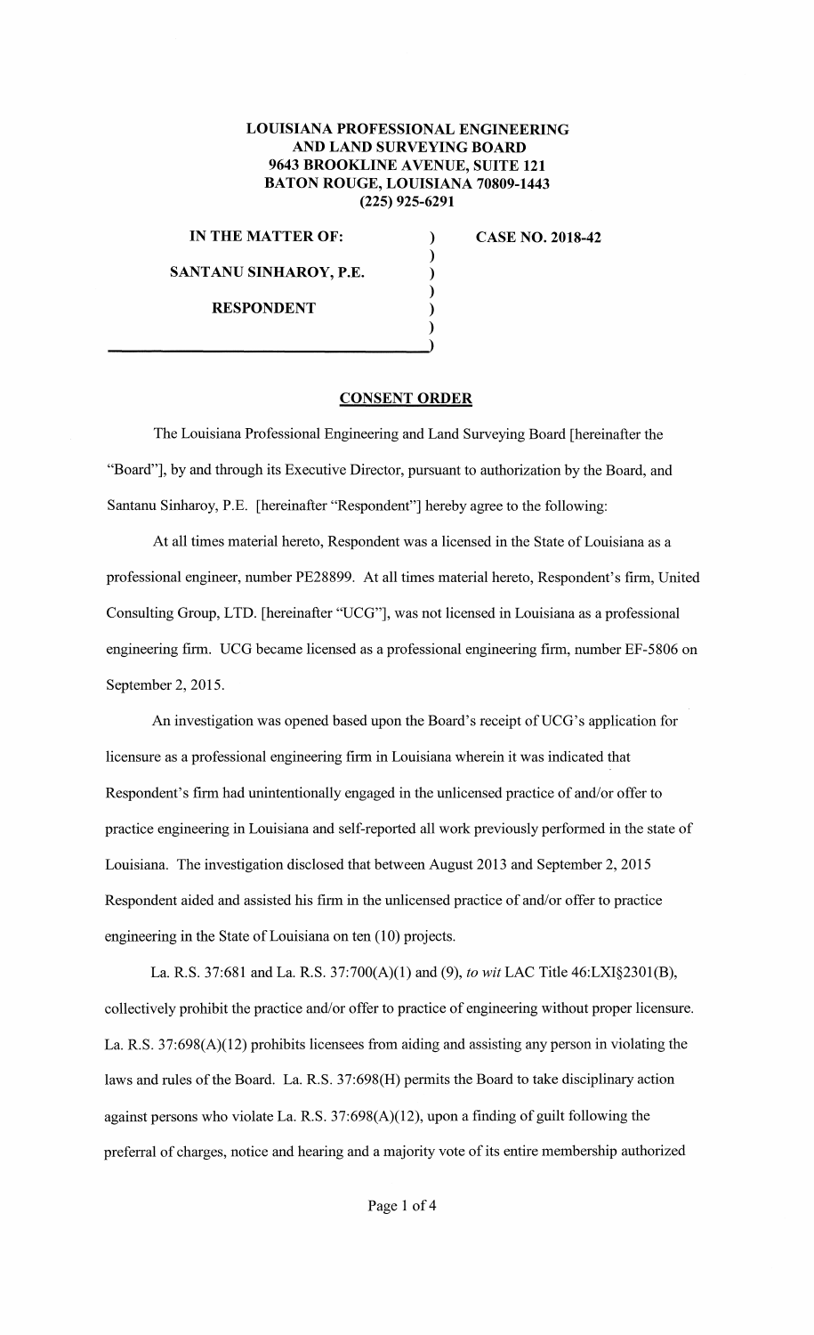**LOUISIANA PROFESSIONAL ENGINEERING AND LAND SURVEYING BOARD**
**9643 BROOKLINE AVENUE, SUITE 121**
**BATON ROUGE, LOUISIANA 70809-1443**
**(225) 925-6291**

**IN THE MATTER OF:**

**SANTANU SINHAROY, P.E.**

**RESPONDENT**

**CASE NO. 2018-42**

## CONSENT ORDER

The Louisiana Professional Engineering and Land Surveying Board [hereinafter the "Board"], by and through its Executive Director, pursuant to authorization by the Board, and Santanu Sinharoy, P.E. [hereinafter "Respondent"] hereby agree to the following:

At all times material hereto, Respondent was a licensed in the State of Louisiana as a professional engineer, number PE28899. At all times material hereto, Respondent's firm, United Consulting Group, LTD. [hereinafter "UCG"], was not licensed in Louisiana as a professional engineering firm. UCG became licensed as a professional engineering firm, number EF-5806 on September 2, 2015.

An investigation was opened based upon the Board's receipt of UCG's application for licensure as a professional engineering firm in Louisiana wherein it was indicated that Respondent's firm had unintentionally engaged in the unlicensed practice of and/or offer to practice engineering in Louisiana and self-reported all work previously performed in the state of Louisiana. The investigation disclosed that between August 2013 and September 2, 2015 Respondent aided and assisted his firm in the unlicensed practice of and/or offer to practice engineering in the State of Louisiana on ten (10) projects.

La. R.S. 37:681 and La. R.S. 37:700(A)(1) and (9), *to wit* LAC Title 46:LXI§2301(B), collectively prohibit the practice and/or offer to practice of engineering without proper licensure. La. R.S. 37:698(A)(12) prohibits licensees from aiding and assisting any person in violating the laws and rules of the Board. La. R.S. 37:698(H) permits the Board to take disciplinary action against persons who violate La. R.S. 37:698(A)(12), upon a finding of guilt following the preferral of charges, notice and hearing and a majority vote of its entire membership authorized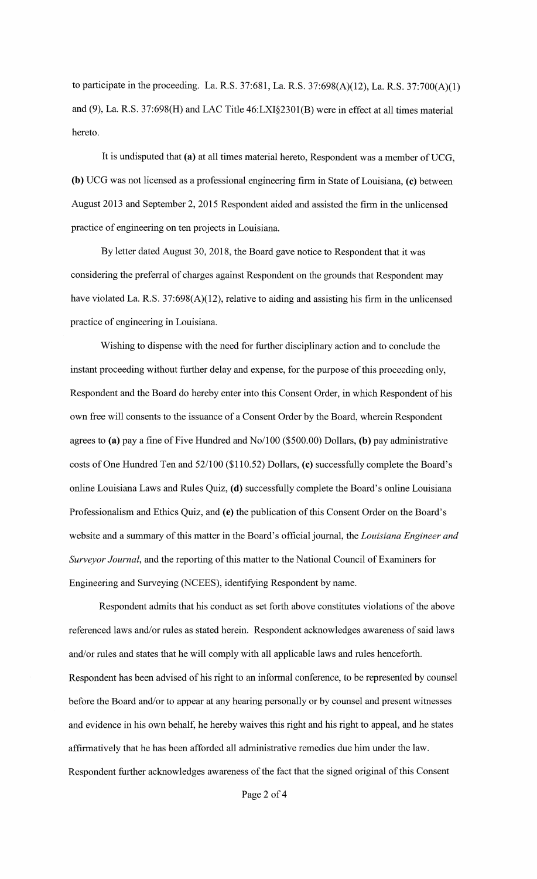to participate in the proceeding. La. R.S. 37:681, La. R.S. 37:698(A)(12), La. R.S. 37:700(A)(1) and (9), La. R.S. 37:698(H) and LAC Title 46:LXI§2301(B) were in effect at all times material hereto.

It is undisputed that **(a)** at all times material hereto, Respondent was a member of UCG, **(b)** UCG was not licensed as a professional engineering firm in State of Louisiana, **(c)** between August 2013 and September 2, 2015 Respondent aided and assisted the firm in the unlicensed practice of engineering on ten projects in Louisiana.

By letter dated August 30, 2018, the Board gave notice to Respondent that it was considering the preferral of charges against Respondent on the grounds that Respondent may have violated La. R.S. 37:698(A)(12), relative to aiding and assisting his firm in the unlicensed practice of engineering in Louisiana.

Wishing to dispense with the need for further disciplinary action and to conclude the instant proceeding without further delay and expense, for the purpose of this proceeding only, Respondent and the Board do hereby enter into this Consent Order, in which Respondent of his own free will consents to the issuance of a Consent Order by the Board, wherein Respondent agrees to **(a)** pay a fine of Five Hundred and No/100 ($500.00) Dollars, **(b)** pay administrative costs of One Hundred Ten and 52/100 ($110.52) Dollars, **(c)** successfully complete the Board's online Louisiana Laws and Rules Quiz, **(d)** successfully complete the Board's online Louisiana Professionalism and Ethics Quiz, and **(e)** the publication of this Consent Order on the Board's website and a summary of this matter in the Board's official journal, the *Louisiana Engineer and Surveyor Journal*, and the reporting of this matter to the National Council of Examiners for Engineering and Surveying (NCEES), identifying Respondent by name.

Respondent admits that his conduct as set forth above constitutes violations of the above referenced laws and/or rules as stated herein. Respondent acknowledges awareness of said laws and/or rules and states that he will comply with all applicable laws and rules henceforth. Respondent has been advised of his right to an informal conference, to be represented by counsel before the Board and/or to appear at any hearing personally or by counsel and present witnesses and evidence in his own behalf, he hereby waives this right and his right to appeal, and he states affirmatively that he has been afforded all administrative remedies due him under the law. Respondent further acknowledges awareness of the fact that the signed original of this Consent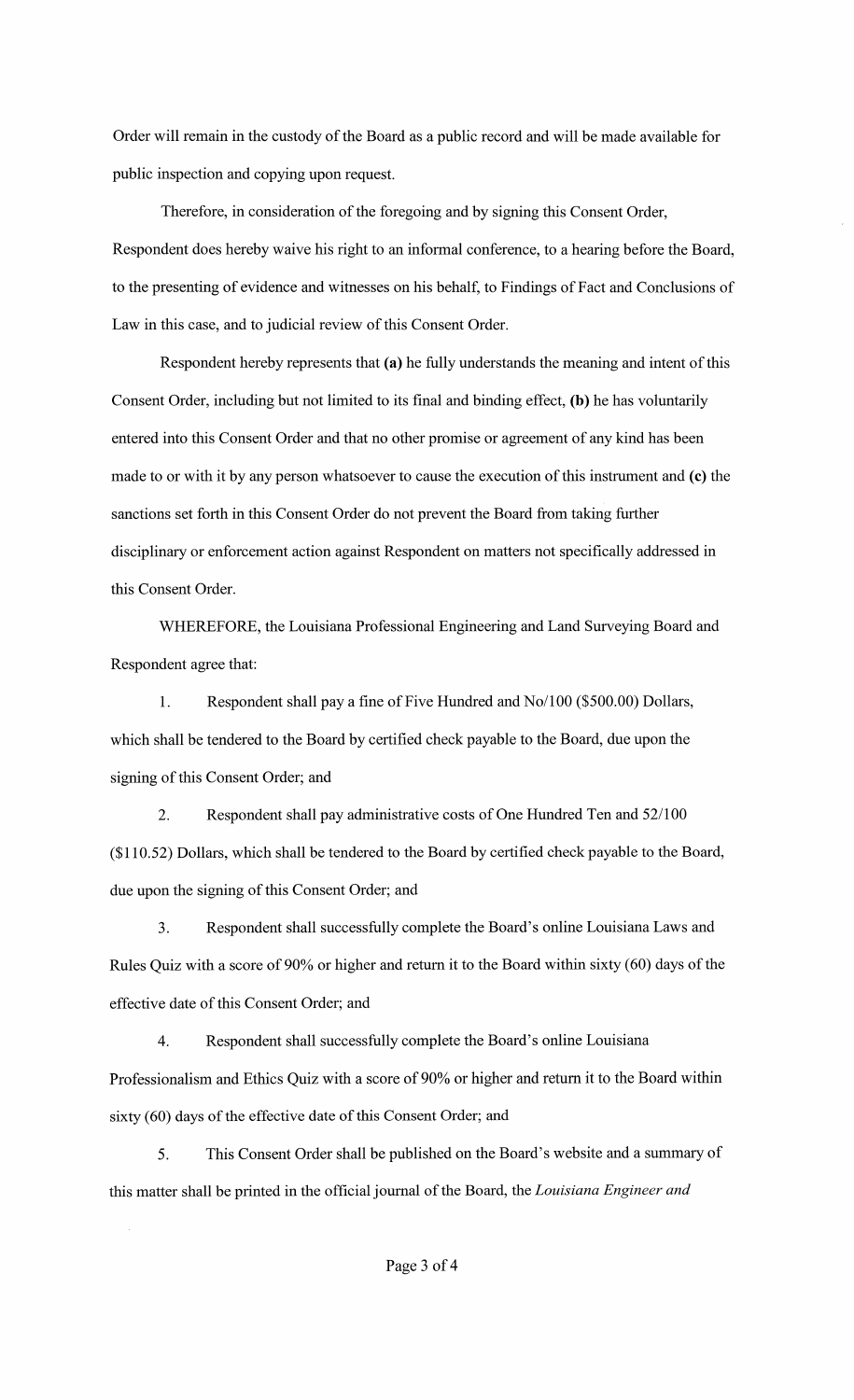Order will remain in the custody of the Board as a public record and will be made available for public inspection and copying upon request.

Therefore, in consideration of the foregoing and by signing this Consent Order, Respondent does hereby waive his right to an informal conference, to a hearing before the Board, to the presenting of evidence and witnesses on his behalf, to Findings of Fact and Conclusions of Law in this case, and to judicial review of this Consent Order.

Respondent hereby represents that **(a)** he fully understands the meaning and intent of this Consent Order, including but not limited to its final and binding effect, **(b)** he has voluntarily entered into this Consent Order and that no other promise or agreement of any kind has been made to or with it by any person whatsoever to cause the execution of this instrument and **(c)** the sanctions set forth in this Consent Order do not prevent the Board from taking further disciplinary or enforcement action against Respondent on matters not specifically addressed in this Consent Order.

WHEREFORE, the Louisiana Professional Engineering and Land Surveying Board and Respondent agree that:

1. Respondent shall pay a fine of Five Hundred and No/100 ($500.00) Dollars, which shall be tendered to the Board by certified check payable to the Board, due upon the signing of this Consent Order; and

2. Respondent shall pay administrative costs of One Hundred Ten and 52/100 ($110.52) Dollars, which shall be tendered to the Board by certified check payable to the Board, due upon the signing of this Consent Order; and

3. Respondent shall successfully complete the Board's online Louisiana Laws and Rules Quiz with a score of 90% or higher and return it to the Board within sixty (60) days of the effective date of this Consent Order; and

4. Respondent shall successfully complete the Board's online Louisiana Professionalism and Ethics Quiz with a score of 90% or higher and return it to the Board within sixty (60) days of the effective date of this Consent Order; and

5. This Consent Order shall be published on the Board's website and a summary of this matter shall be printed in the official journal of the Board, the *Louisiana Engineer and*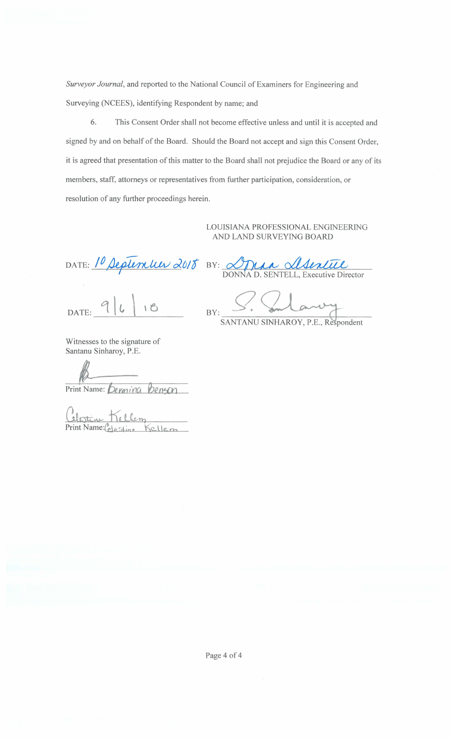*Surveyor Journal*, and reported to the National Council of Examiners for Engineering and Surveying (NCEES), identifying Respondent by name; and

6. This Consent Order shall not become effective unless and until it is accepted and signed by and on behalf of the Board. Should the Board not accept and sign this Consent Order, it is agreed that presentation of this matter to the Board shall not prejudice the Board or any of its members, staff, attorneys or representatives from further participation, consideration, or resolution of any further proceedings herein.

LOUISIANA PROFESSIONAL ENGINEERING AND LAND SURVEYING BOARD

DATE: 10 September 2018 BY: Donna Sentell
DONNA D. SENTELL, Executive Director

DATE: 9/6/18 BY: S. Sinharoy
SANTANU SINHAROY, P.E., Respondent

Witnesses to the signature of Santanu Sinharoy, P.E.

Print Name: Bernina Benson

Celestine Kellem
Print Name: Celestine Kellem